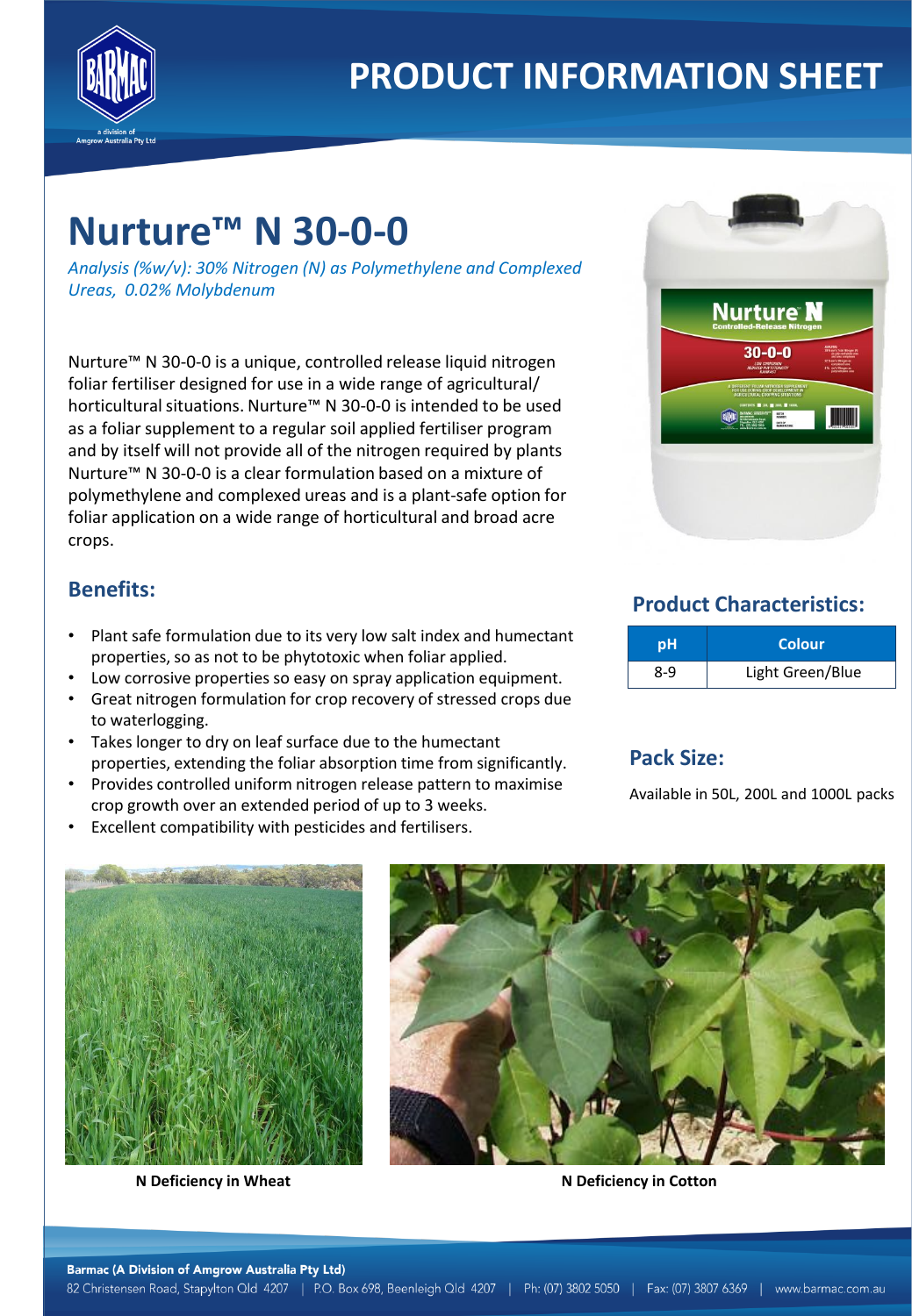# PRODUCT INFORMATION SHEET

# Nurture™ N 30-0-0

*Analysis (%w/v): 30% Nitrogen (N) as Polymethylene and Complexed Ureas, 0.02% Molybdenum*

Nurture™ N 30-0-0 is a unique, controlled release liquid nitrogen foliar fertiliser designed for use in a wide range of agricultural/ horticultural situations. Nurture™ N 30-0-0 is intended to be used as a foliar supplement to a regular soil applied fertiliser program and by itself will not provide all of the nitrogen required by plants Nurture™ N 30-0-0 is a clear formulation based on a mixture of polymethylene and complexed ureas and is a plant-safe option for foliar application on a wide range of horticultural and broad acre crops.

## Benefits:

- Plant safe formulation due to its very low salt index and humectant properties, so as not to be phytotoxic when foliar applied.
- Low corrosive properties so easy on spray application equipment.
- Great nitrogen formulation for crop recovery of stressed crops due to waterlogging.
- Takes longer to dry on leaf surface due to the humectant properties, extending the foliar absorption time from significantly.
- Provides controlled uniform nitrogen release pattern to maximise crop growth over an extended period of up to 3 weeks.
- Excellent compatibility with pesticides and fertilisers.

## Product Characteristics:

| pH | Colour |
|---|---|
| 8-9 | Light Green/Blue |

## Pack Size:

Available in 50L, 200L and 1000L packs

**N Deficiency in Wheat**

**N Deficiency in Cotton**

**Barmac (A Division of Amgrow Australia Pty Ltd)**
82 Christensen Road, Stapylton Qld 4207 | P.O. Box 698, Beenleigh Qld 4207 | Ph: (07) 3802 5050 | Fax: (07) 3807 6369 | www.barmac.com.au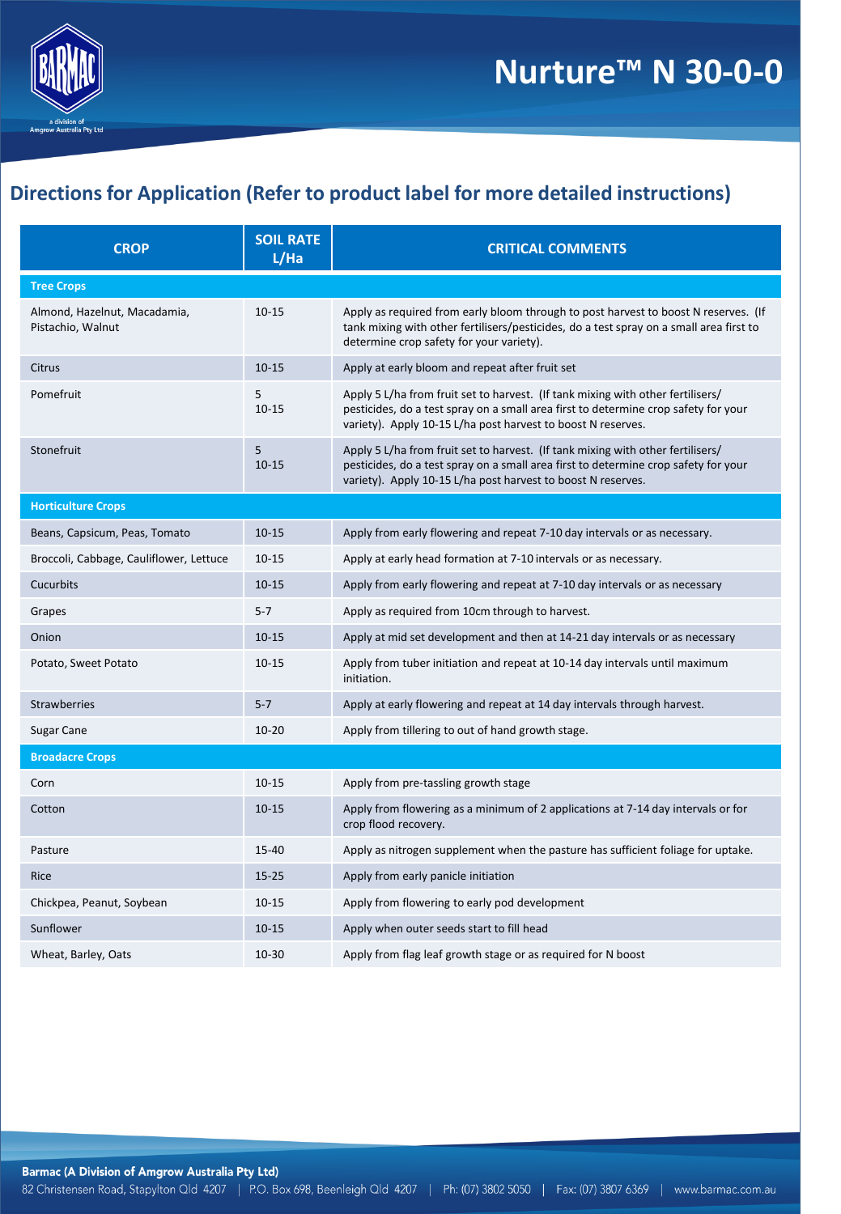# Nurture™ N 30-0-0

## Directions for Application (Refer to product label for more detailed instructions)

| CROP | SOIL RATE L/Ha | CRITICAL COMMENTS |
|---|---|---|
| **Tree Crops** | | |
| Almond, Hazelnut, Macadamia, Pistachio, Walnut | 10-15 | Apply as required from early bloom through to post harvest to boost N reserves. (If tank mixing with other fertilisers/pesticides, do a test spray on a small area first to determine crop safety for your variety). |
| Citrus | 10-15 | Apply at early bloom and repeat after fruit set |
| Pomefruit | 5<br>10-15 | Apply 5 L/ha from fruit set to harvest. (If tank mixing with other fertilisers/ pesticides, do a test spray on a small area first to determine crop safety for your variety). Apply 10-15 L/ha post harvest to boost N reserves. |
| Stonefruit | 5<br>10-15 | Apply 5 L/ha from fruit set to harvest. (If tank mixing with other fertilisers/ pesticides, do a test spray on a small area first to determine crop safety for your variety). Apply 10-15 L/ha post harvest to boost N reserves. |
| **Horticulture Crops** | | |
| Beans, Capsicum, Peas, Tomato | 10-15 | Apply from early flowering and repeat 7-10 day intervals or as necessary. |
| Broccoli, Cabbage, Cauliflower, Lettuce | 10-15 | Apply at early head formation at 7-10 intervals or as necessary. |
| Cucurbits | 10-15 | Apply from early flowering and repeat at 7-10 day intervals or as necessary |
| Grapes | 5-7 | Apply as required from 10cm through to harvest. |
| Onion | 10-15 | Apply at mid set development and then at 14-21 day intervals or as necessary |
| Potato, Sweet Potato | 10-15 | Apply from tuber initiation and repeat at 10-14 day intervals until maximum initiation. |
| Strawberries | 5-7 | Apply at early flowering and repeat at 14 day intervals through harvest. |
| Sugar Cane | 10-20 | Apply from tillering to out of hand growth stage. |
| **Broadacre Crops** | | |
| Corn | 10-15 | Apply from pre-tassling growth stage |
| Cotton | 10-15 | Apply from flowering as a minimum of 2 applications at 7-14 day intervals or for crop flood recovery. |
| Pasture | 15-40 | Apply as nitrogen supplement when the pasture has sufficient foliage for uptake. |
| Rice | 15-25 | Apply from early panicle initiation |
| Chickpea, Peanut, Soybean | 10-15 | Apply from flowering to early pod development |
| Sunflower | 10-15 | Apply when outer seeds start to fill head |
| Wheat, Barley, Oats | 10-30 | Apply from flag leaf growth stage or as required for N boost |

**Barmac (A Division of Amgrow Australia Pty Ltd)**
82 Christensen Road, Stapylton Qld 4207 | P.O. Box 698, Beenleigh Qld 4207 | Ph: (07) 3802 5050 | Fax: (07) 3807 6369 | www.barmac.com.au